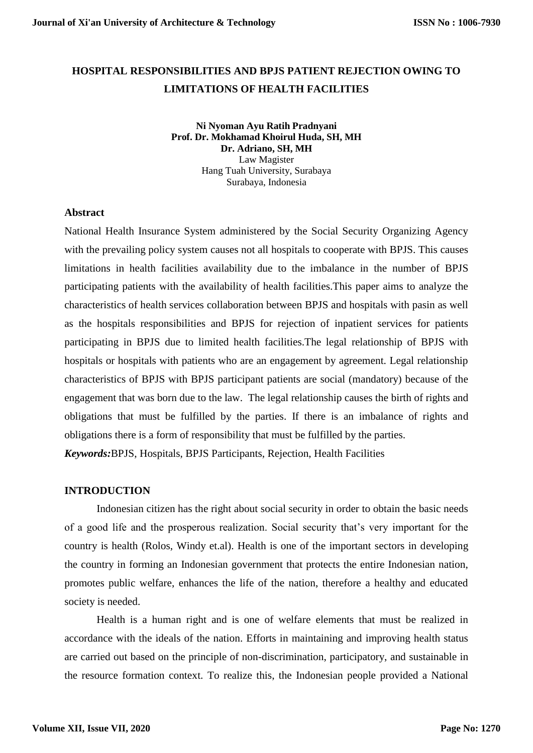# HOSPITAL RESPONSIBILITIES AND BPJS PATIENT REJECTION OWING TO LIMITATIONS OF HEALTH FACILITIES

**Ni Nyoman Ayu Ratih Pradnyani**
**Prof. Dr. Mokhamad Khoirul Huda, SH, MH**
**Dr. Adriano, SH, MH**
Law Magister
Hang Tuah University, Surabaya
Surabaya, Indonesia

## Abstract

National Health Insurance System administered by the Social Security Organizing Agency with the prevailing policy system causes not all hospitals to cooperate with BPJS. This causes limitations in health facilities availability due to the imbalance in the number of BPJS participating patients with the availability of health facilities.This paper aims to analyze the characteristics of health services collaboration between BPJS and hospitals with pasin as well as the hospitals responsibilities and BPJS for rejection of inpatient services for patients participating in BPJS due to limited health facilities.The legal relationship of BPJS with hospitals or hospitals with patients who are an engagement by agreement. Legal relationship characteristics of BPJS with BPJS participant patients are social (mandatory) because of the engagement that was born due to the law. The legal relationship causes the birth of rights and obligations that must be fulfilled by the parties. If there is an imbalance of rights and obligations there is a form of responsibility that must be fulfilled by the parties.

***Keywords:***BPJS, Hospitals, BPJS Participants, Rejection, Health Facilities

## INTRODUCTION

Indonesian citizen has the right about social security in order to obtain the basic needs of a good life and the prosperous realization. Social security that's very important for the country is health (Rolos, Windy et.al). Health is one of the important sectors in developing the country in forming an Indonesian government that protects the entire Indonesian nation, promotes public welfare, enhances the life of the nation, therefore a healthy and educated society is needed.

Health is a human right and is one of welfare elements that must be realized in accordance with the ideals of the nation. Efforts in maintaining and improving health status are carried out based on the principle of non-discrimination, participatory, and sustainable in the resource formation context. To realize this, the Indonesian people provided a National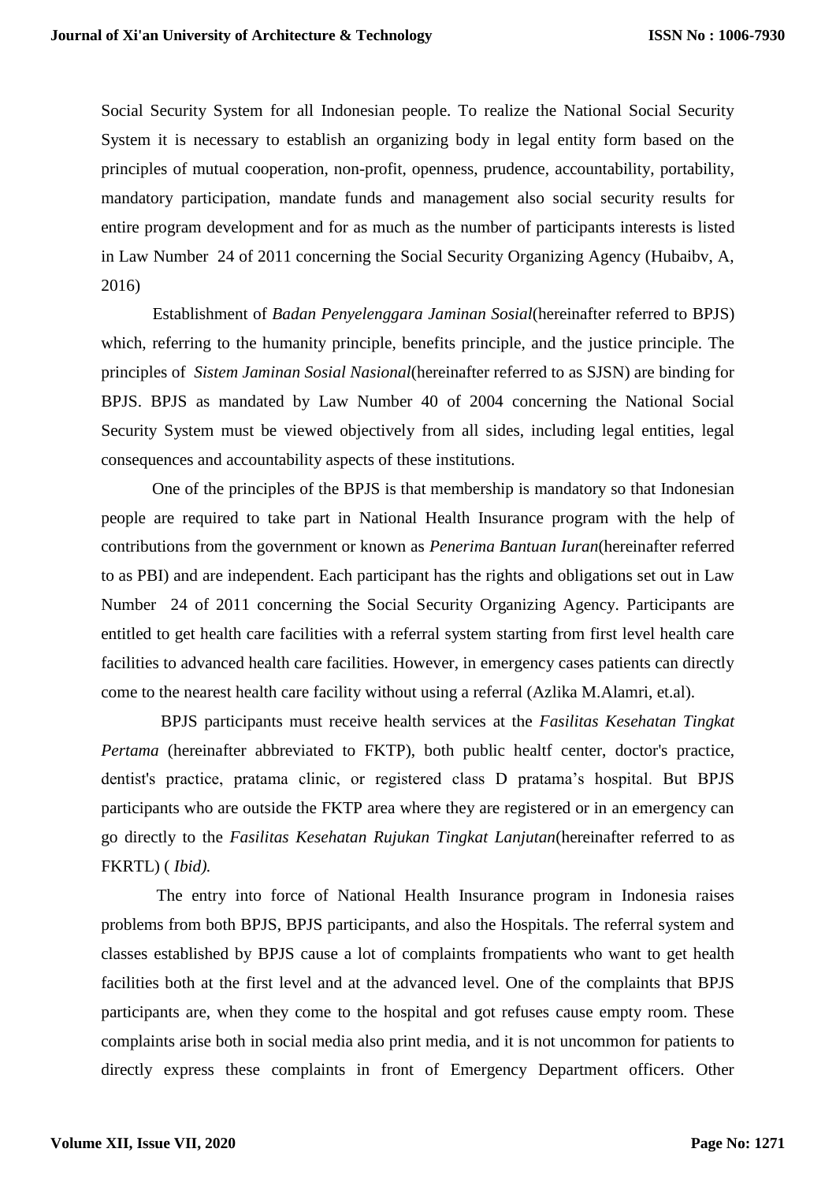Social Security System for all Indonesian people. To realize the National Social Security System it is necessary to establish an organizing body in legal entity form based on the principles of mutual cooperation, non-profit, openness, prudence, accountability, portability, mandatory participation, mandate funds and management also social security results for entire program development and for as much as the number of participants interests is listed in Law Number 24 of 2011 concerning the Social Security Organizing Agency (Hubaibv, A, 2016)

Establishment of *Badan Penyelenggara Jaminan Sosial*(hereinafter referred to BPJS) which, referring to the humanity principle, benefits principle, and the justice principle. The principles of *Sistem Jaminan Sosial Nasional*(hereinafter referred to as SJSN) are binding for BPJS. BPJS as mandated by Law Number 40 of 2004 concerning the National Social Security System must be viewed objectively from all sides, including legal entities, legal consequences and accountability aspects of these institutions.

One of the principles of the BPJS is that membership is mandatory so that Indonesian people are required to take part in National Health Insurance program with the help of contributions from the government or known as *Penerima Bantuan Iuran*(hereinafter referred to as PBI) and are independent. Each participant has the rights and obligations set out in Law Number 24 of 2011 concerning the Social Security Organizing Agency. Participants are entitled to get health care facilities with a referral system starting from first level health care facilities to advanced health care facilities. However, in emergency cases patients can directly come to the nearest health care facility without using a referral (Azlika M.Alamri, et.al).

BPJS participants must receive health services at the *Fasilitas Kesehatan Tingkat Pertama* (hereinafter abbreviated to FKTP), both public healtf center, doctor's practice, dentist's practice, pratama clinic, or registered class D pratama's hospital. But BPJS participants who are outside the FKTP area where they are registered or in an emergency can go directly to the *Fasilitas Kesehatan Rujukan Tingkat Lanjutan*(hereinafter referred to as FKRTL) ( *Ibid).*

The entry into force of National Health Insurance program in Indonesia raises problems from both BPJS, BPJS participants, and also the Hospitals. The referral system and classes established by BPJS cause a lot of complaints frompatients who want to get health facilities both at the first level and at the advanced level. One of the complaints that BPJS participants are, when they come to the hospital and got refuses cause empty room. These complaints arise both in social media also print media, and it is not uncommon for patients to directly express these complaints in front of Emergency Department officers. Other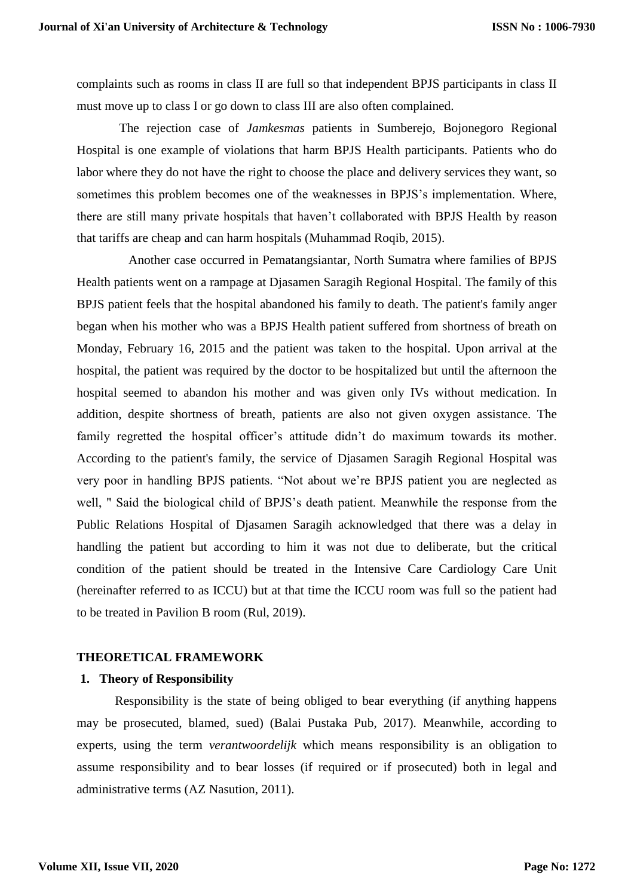complaints such as rooms in class II are full so that independent BPJS participants in class II must move up to class I or go down to class III are also often complained.

The rejection case of *Jamkesmas* patients in Sumberejo, Bojonegoro Regional Hospital is one example of violations that harm BPJS Health participants. Patients who do labor where they do not have the right to choose the place and delivery services they want, so sometimes this problem becomes one of the weaknesses in BPJS's implementation. Where, there are still many private hospitals that haven't collaborated with BPJS Health by reason that tariffs are cheap and can harm hospitals (Muhammad Roqib, 2015).

Another case occurred in Pematangsiantar, North Sumatra where families of BPJS Health patients went on a rampage at Djasamen Saragih Regional Hospital. The family of this BPJS patient feels that the hospital abandoned his family to death. The patient's family anger began when his mother who was a BPJS Health patient suffered from shortness of breath on Monday, February 16, 2015 and the patient was taken to the hospital. Upon arrival at the hospital, the patient was required by the doctor to be hospitalized but until the afternoon the hospital seemed to abandon his mother and was given only IVs without medication. In addition, despite shortness of breath, patients are also not given oxygen assistance. The family regretted the hospital officer's attitude didn't do maximum towards its mother. According to the patient's family, the service of Djasamen Saragih Regional Hospital was very poor in handling BPJS patients. "Not about we're BPJS patient you are neglected as well, " Said the biological child of BPJS's death patient. Meanwhile the response from the Public Relations Hospital of Djasamen Saragih acknowledged that there was a delay in handling the patient but according to him it was not due to deliberate, but the critical condition of the patient should be treated in the Intensive Care Cardiology Care Unit (hereinafter referred to as ICCU) but at that time the ICCU room was full so the patient had to be treated in Pavilion B room (Rul, 2019).

## THEORETICAL FRAMEWORK

### 1. Theory of Responsibility

Responsibility is the state of being obliged to bear everything (if anything happens may be prosecuted, blamed, sued) (Balai Pustaka Pub, 2017). Meanwhile, according to experts, using the term *verantwoordelijk* which means responsibility is an obligation to assume responsibility and to bear losses (if required or if prosecuted) both in legal and administrative terms (AZ Nasution, 2011).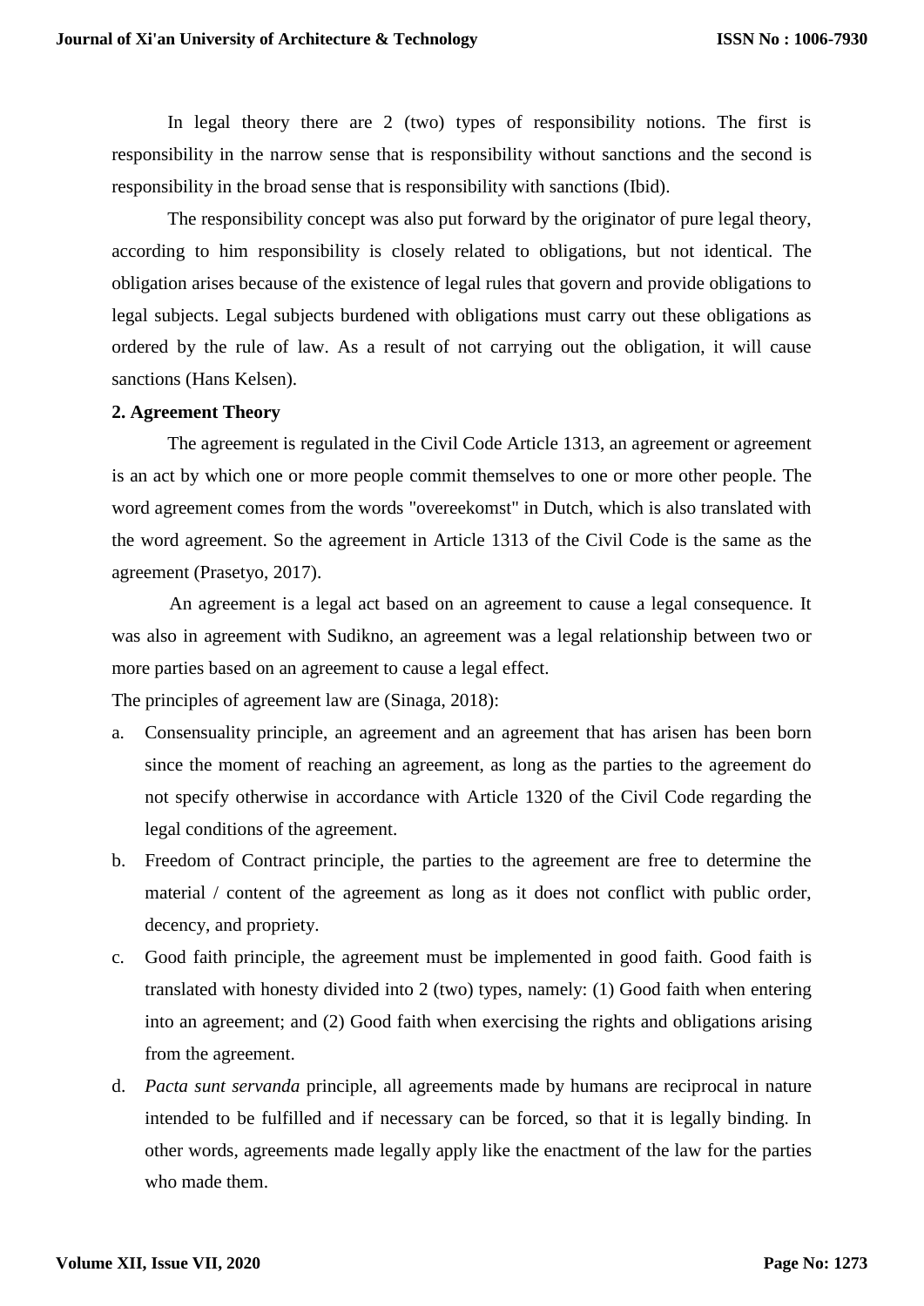In legal theory there are 2 (two) types of responsibility notions. The first is responsibility in the narrow sense that is responsibility without sanctions and the second is responsibility in the broad sense that is responsibility with sanctions (Ibid).

The responsibility concept was also put forward by the originator of pure legal theory, according to him responsibility is closely related to obligations, but not identical. The obligation arises because of the existence of legal rules that govern and provide obligations to legal subjects. Legal subjects burdened with obligations must carry out these obligations as ordered by the rule of law. As a result of not carrying out the obligation, it will cause sanctions (Hans Kelsen).

**2. Agreement Theory**

The agreement is regulated in the Civil Code Article 1313, an agreement or agreement is an act by which one or more people commit themselves to one or more other people. The word agreement comes from the words "overeekomst" in Dutch, which is also translated with the word agreement. So the agreement in Article 1313 of the Civil Code is the same as the agreement (Prasetyo, 2017).

An agreement is a legal act based on an agreement to cause a legal consequence. It was also in agreement with Sudikno, an agreement was a legal relationship between two or more parties based on an agreement to cause a legal effect.

The principles of agreement law are (Sinaga, 2018):

a. Consensuality principle, an agreement and an agreement that has arisen has been born since the moment of reaching an agreement, as long as the parties to the agreement do not specify otherwise in accordance with Article 1320 of the Civil Code regarding the legal conditions of the agreement.
b. Freedom of Contract principle, the parties to the agreement are free to determine the material / content of the agreement as long as it does not conflict with public order, decency, and propriety.
c. Good faith principle, the agreement must be implemented in good faith. Good faith is translated with honesty divided into 2 (two) types, namely: (1) Good faith when entering into an agreement; and (2) Good faith when exercising the rights and obligations arising from the agreement.
d. *Pacta sunt servanda* principle, all agreements made by humans are reciprocal in nature intended to be fulfilled and if necessary can be forced, so that it is legally binding. In other words, agreements made legally apply like the enactment of the law for the parties who made them.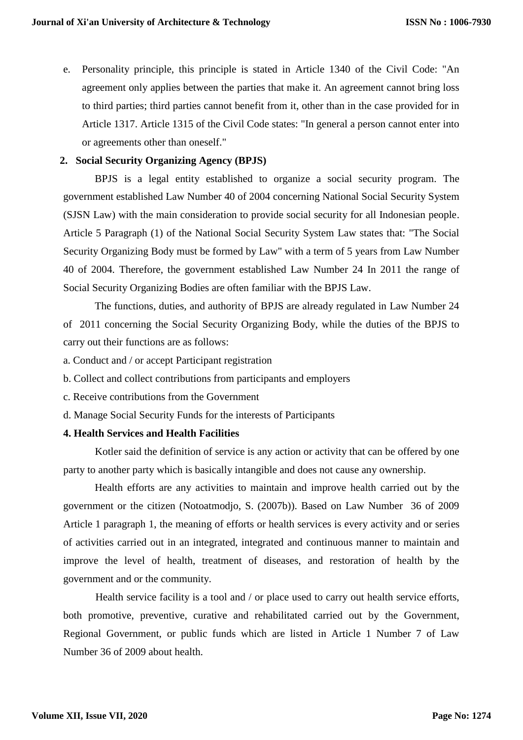e. Personality principle, this principle is stated in Article 1340 of the Civil Code: "An agreement only applies between the parties that make it. An agreement cannot bring loss to third parties; third parties cannot benefit from it, other than in the case provided for in Article 1317. Article 1315 of the Civil Code states: "In general a person cannot enter into or agreements other than oneself."

**2. Social Security Organizing Agency (BPJS)**

BPJS is a legal entity established to organize a social security program. The government established Law Number 40 of 2004 concerning National Social Security System (SJSN Law) with the main consideration to provide social security for all Indonesian people. Article 5 Paragraph (1) of the National Social Security System Law states that: "The Social Security Organizing Body must be formed by Law" with a term of 5 years from Law Number 40 of 2004. Therefore, the government established Law Number 24 In 2011 the range of Social Security Organizing Bodies are often familiar with the BPJS Law.

The functions, duties, and authority of BPJS are already regulated in Law Number 24 of 2011 concerning the Social Security Organizing Body, while the duties of the BPJS to carry out their functions are as follows:

a. Conduct and / or accept Participant registration

b. Collect and collect contributions from participants and employers

c. Receive contributions from the Government

d. Manage Social Security Funds for the interests of Participants

**4. Health Services and Health Facilities**

Kotler said the definition of service is any action or activity that can be offered by one party to another party which is basically intangible and does not cause any ownership.

Health efforts are any activities to maintain and improve health carried out by the government or the citizen (Notoatmodjo, S. (2007b)). Based on Law Number 36 of 2009 Article 1 paragraph 1, the meaning of efforts or health services is every activity and or series of activities carried out in an integrated, integrated and continuous manner to maintain and improve the level of health, treatment of diseases, and restoration of health by the government and or the community.

Health service facility is a tool and / or place used to carry out health service efforts, both promotive, preventive, curative and rehabilitated carried out by the Government, Regional Government, or public funds which are listed in Article 1 Number 7 of Law Number 36 of 2009 about health.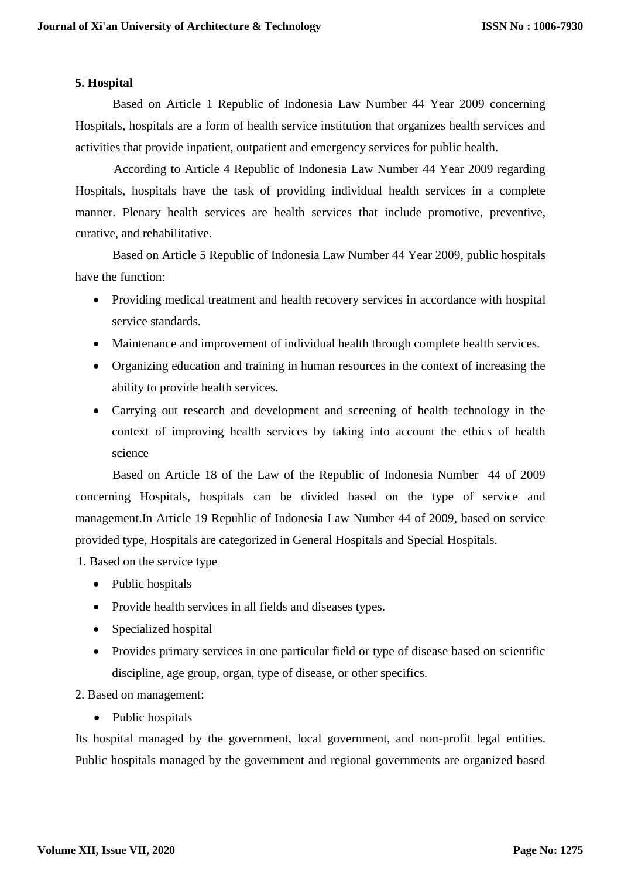**5. Hospital**

Based on Article 1 Republic of Indonesia Law Number 44 Year 2009 concerning Hospitals, hospitals are a form of health service institution that organizes health services and activities that provide inpatient, outpatient and emergency services for public health.

According to Article 4 Republic of Indonesia Law Number 44 Year 2009 regarding Hospitals, hospitals have the task of providing individual health services in a complete manner. Plenary health services are health services that include promotive, preventive, curative, and rehabilitative.

Based on Article 5 Republic of Indonesia Law Number 44 Year 2009, public hospitals have the function:

- Providing medical treatment and health recovery services in accordance with hospital service standards.
- Maintenance and improvement of individual health through complete health services.
- Organizing education and training in human resources in the context of increasing the ability to provide health services.
- Carrying out research and development and screening of health technology in the context of improving health services by taking into account the ethics of health science

Based on Article 18 of the Law of the Republic of Indonesia Number 44 of 2009 concerning Hospitals, hospitals can be divided based on the type of service and management.In Article 19 Republic of Indonesia Law Number 44 of 2009, based on service provided type, Hospitals are categorized in General Hospitals and Special Hospitals.

1. Based on the service type
   - Public hospitals
   - Provide health services in all fields and diseases types.
   - Specialized hospital
   - Provides primary services in one particular field or type of disease based on scientific discipline, age group, organ, type of disease, or other specifics.
2. Based on management:
   - Public hospitals

Its hospital managed by the government, local government, and non-profit legal entities. Public hospitals managed by the government and regional governments are organized based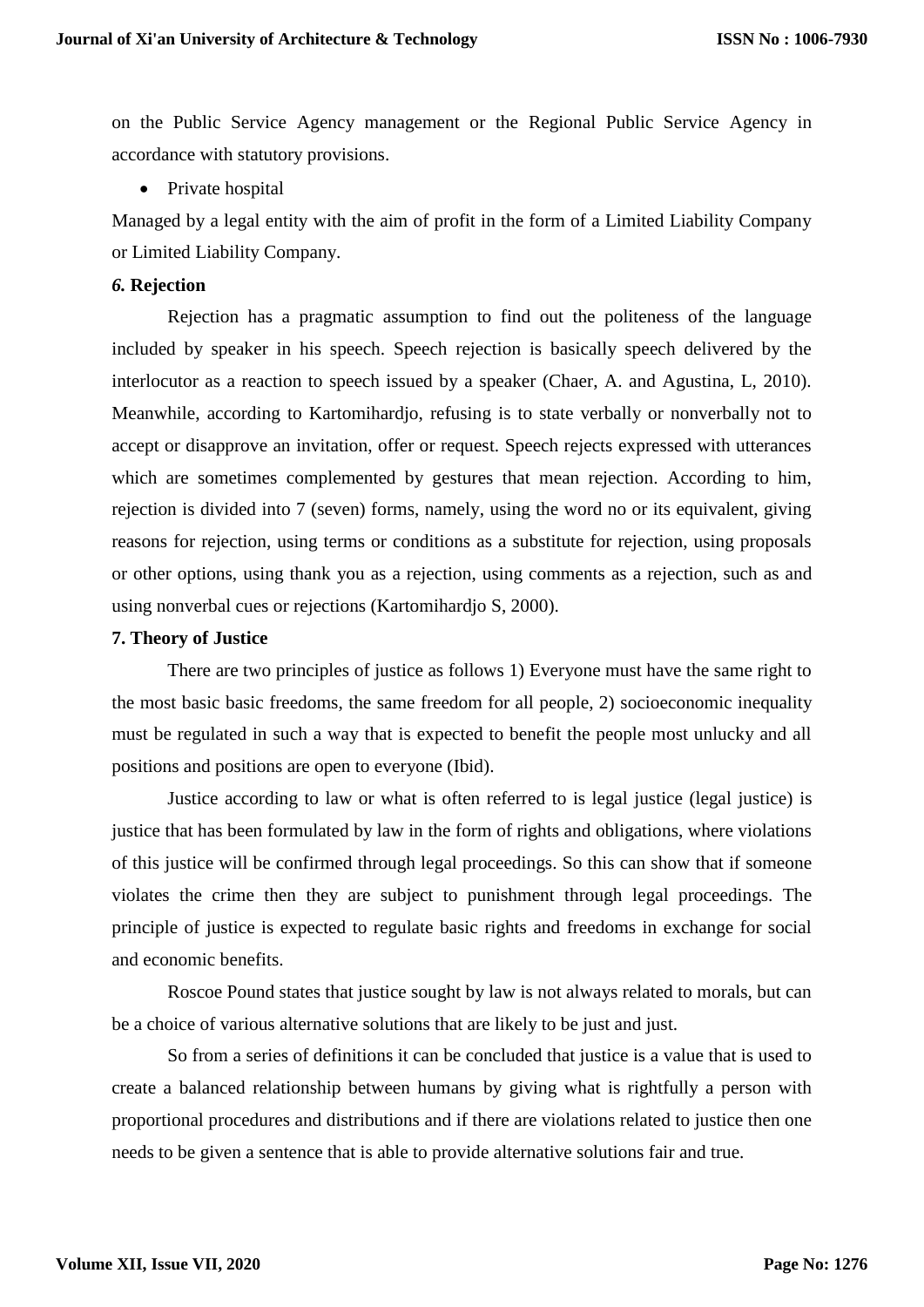on the Public Service Agency management or the Regional Public Service Agency in accordance with statutory provisions.

- Private hospital

Managed by a legal entity with the aim of profit in the form of a Limited Liability Company or Limited Liability Company.

### *6.* Rejection

Rejection has a pragmatic assumption to find out the politeness of the language included by speaker in his speech. Speech rejection is basically speech delivered by the interlocutor as a reaction to speech issued by a speaker (Chaer, A. and Agustina, L, 2010). Meanwhile, according to Kartomihardjo, refusing is to state verbally or nonverbally not to accept or disapprove an invitation, offer or request. Speech rejects expressed with utterances which are sometimes complemented by gestures that mean rejection. According to him, rejection is divided into 7 (seven) forms, namely, using the word no or its equivalent, giving reasons for rejection, using terms or conditions as a substitute for rejection, using proposals or other options, using thank you as a rejection, using comments as a rejection, such as and using nonverbal cues or rejections (Kartomihardjo S, 2000).

### 7. Theory of Justice

There are two principles of justice as follows 1) Everyone must have the same right to the most basic basic freedoms, the same freedom for all people, 2) socioeconomic inequality must be regulated in such a way that is expected to benefit the people most unlucky and all positions and positions are open to everyone (Ibid).

Justice according to law or what is often referred to is legal justice (legal justice) is justice that has been formulated by law in the form of rights and obligations, where violations of this justice will be confirmed through legal proceedings. So this can show that if someone violates the crime then they are subject to punishment through legal proceedings. The principle of justice is expected to regulate basic rights and freedoms in exchange for social and economic benefits.

Roscoe Pound states that justice sought by law is not always related to morals, but can be a choice of various alternative solutions that are likely to be just and just.

So from a series of definitions it can be concluded that justice is a value that is used to create a balanced relationship between humans by giving what is rightfully a person with proportional procedures and distributions and if there are violations related to justice then one needs to be given a sentence that is able to provide alternative solutions fair and true.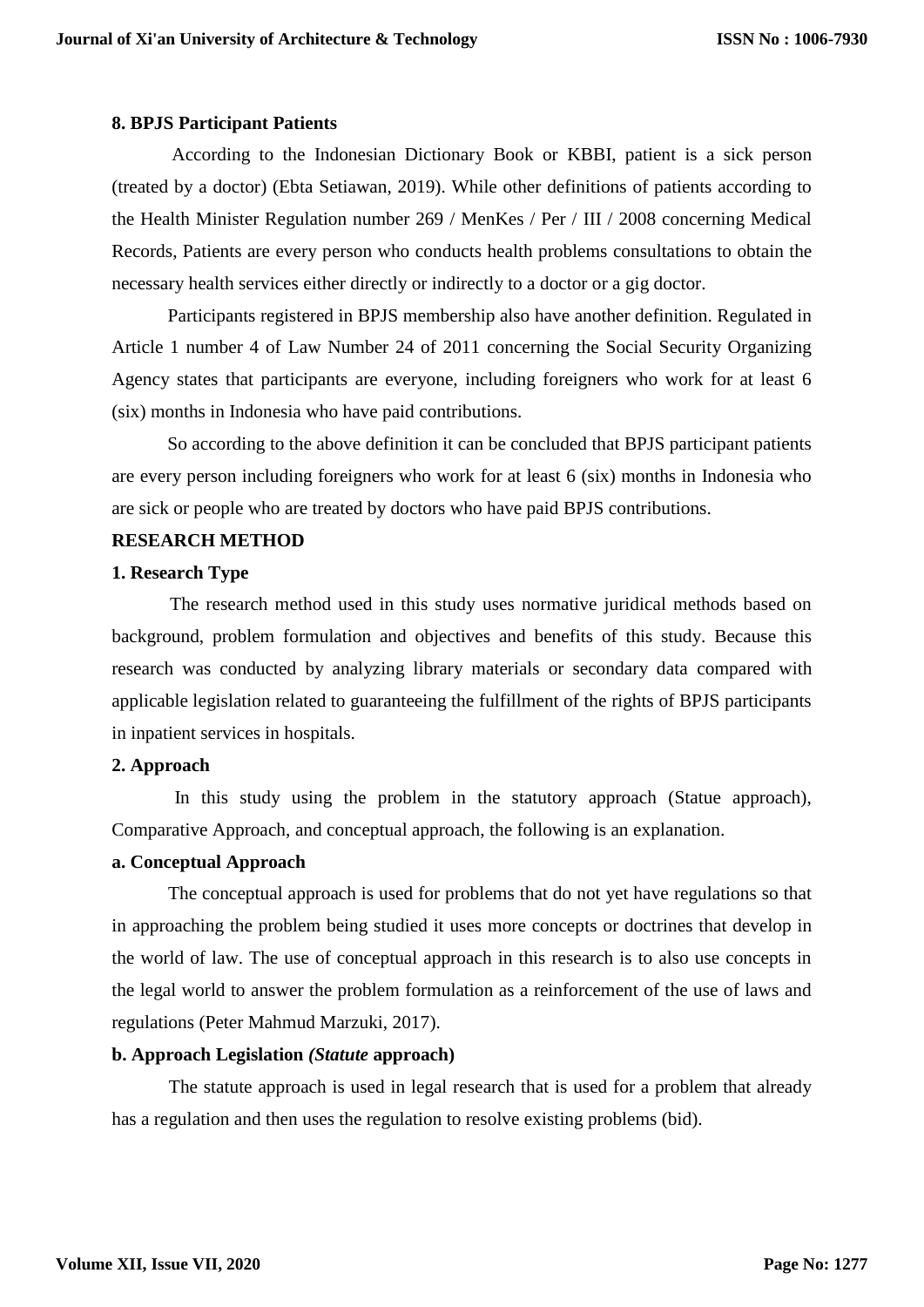**8. BPJS Participant Patients**

According to the Indonesian Dictionary Book or KBBI, patient is a sick person (treated by a doctor) (Ebta Setiawan, 2019). While other definitions of patients according to the Health Minister Regulation number 269 / MenKes / Per / III / 2008 concerning Medical Records, Patients are every person who conducts health problems consultations to obtain the necessary health services either directly or indirectly to a doctor or a gig doctor.

Participants registered in BPJS membership also have another definition. Regulated in Article 1 number 4 of Law Number 24 of 2011 concerning the Social Security Organizing Agency states that participants are everyone, including foreigners who work for at least 6 (six) months in Indonesia who have paid contributions.

So according to the above definition it can be concluded that BPJS participant patients are every person including foreigners who work for at least 6 (six) months in Indonesia who are sick or people who are treated by doctors who have paid BPJS contributions.

## RESEARCH METHOD

**1. Research Type**

The research method used in this study uses normative juridical methods based on background, problem formulation and objectives and benefits of this study. Because this research was conducted by analyzing library materials or secondary data compared with applicable legislation related to guaranteeing the fulfillment of the rights of BPJS participants in inpatient services in hospitals.

**2. Approach**

In this study using the problem in the statutory approach (Statue approach), Comparative Approach, and conceptual approach, the following is an explanation.

**a. Conceptual Approach**

The conceptual approach is used for problems that do not yet have regulations so that in approaching the problem being studied it uses more concepts or doctrines that develop in the world of law. The use of conceptual approach in this research is to also use concepts in the legal world to answer the problem formulation as a reinforcement of the use of laws and regulations (Peter Mahmud Marzuki, 2017).

**b. Approach Legislation *(Statute* approach)**

The statute approach is used in legal research that is used for a problem that already has a regulation and then uses the regulation to resolve existing problems (bid).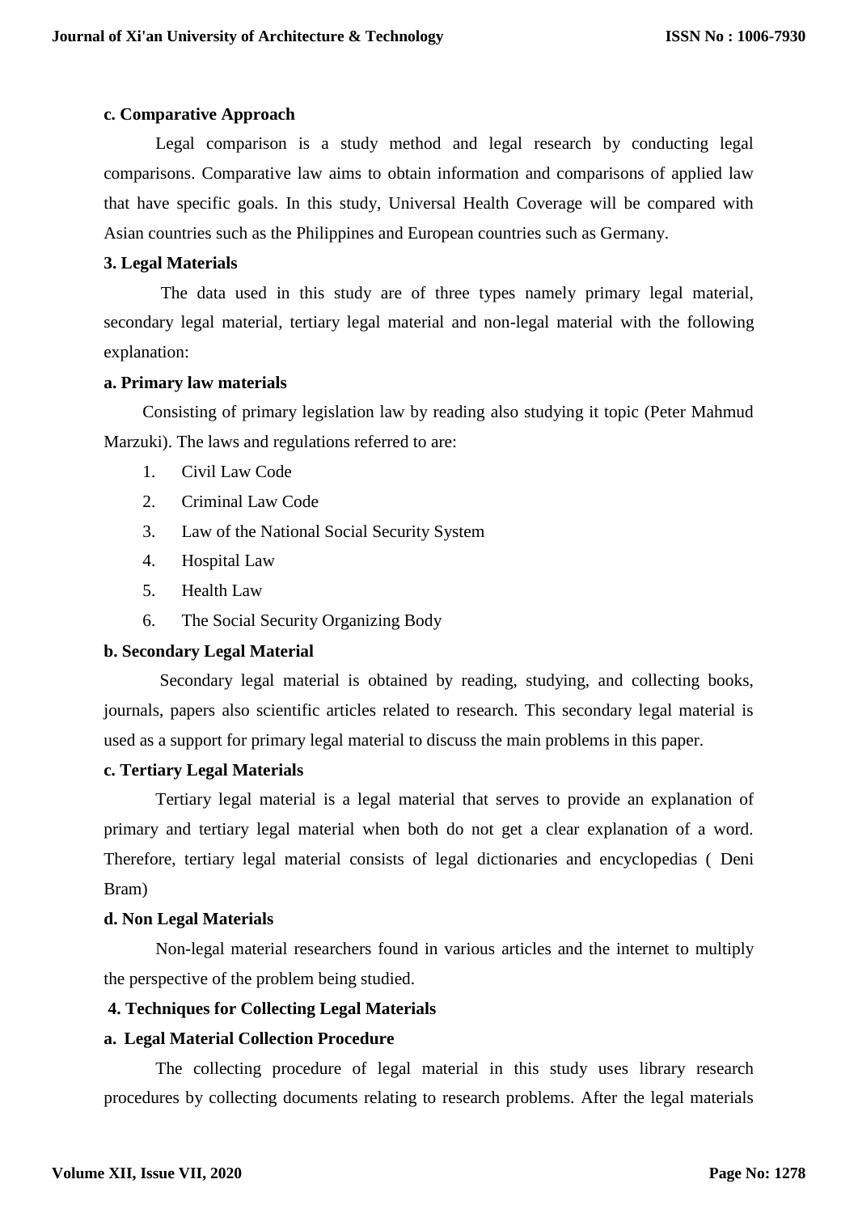**c. Comparative Approach**

Legal comparison is a study method and legal research by conducting legal comparisons. Comparative law aims to obtain information and comparisons of applied law that have specific goals. In this study, Universal Health Coverage will be compared with Asian countries such as the Philippines and European countries such as Germany.

**3. Legal Materials**

The data used in this study are of three types namely primary legal material, secondary legal material, tertiary legal material and non-legal material with the following explanation:

**a. Primary law materials**

Consisting of primary legislation law by reading also studying it topic (Peter Mahmud Marzuki). The laws and regulations referred to are:

1. Civil Law Code
2. Criminal Law Code
3. Law of the National Social Security System
4. Hospital Law
5. Health Law
6. The Social Security Organizing Body

**b. Secondary Legal Material**

Secondary legal material is obtained by reading, studying, and collecting books, journals, papers also scientific articles related to research. This secondary legal material is used as a support for primary legal material to discuss the main problems in this paper.

**c. Tertiary Legal Materials**

Tertiary legal material is a legal material that serves to provide an explanation of primary and tertiary legal material when both do not get a clear explanation of a word. Therefore, tertiary legal material consists of legal dictionaries and encyclopedias ( Deni Bram)

**d. Non Legal Materials**

Non-legal material researchers found in various articles and the internet to multiply the perspective of the problem being studied.

**4. Techniques for Collecting Legal Materials**

**a. Legal Material Collection Procedure**

The collecting procedure of legal material in this study uses library research procedures by collecting documents relating to research problems. After the legal materials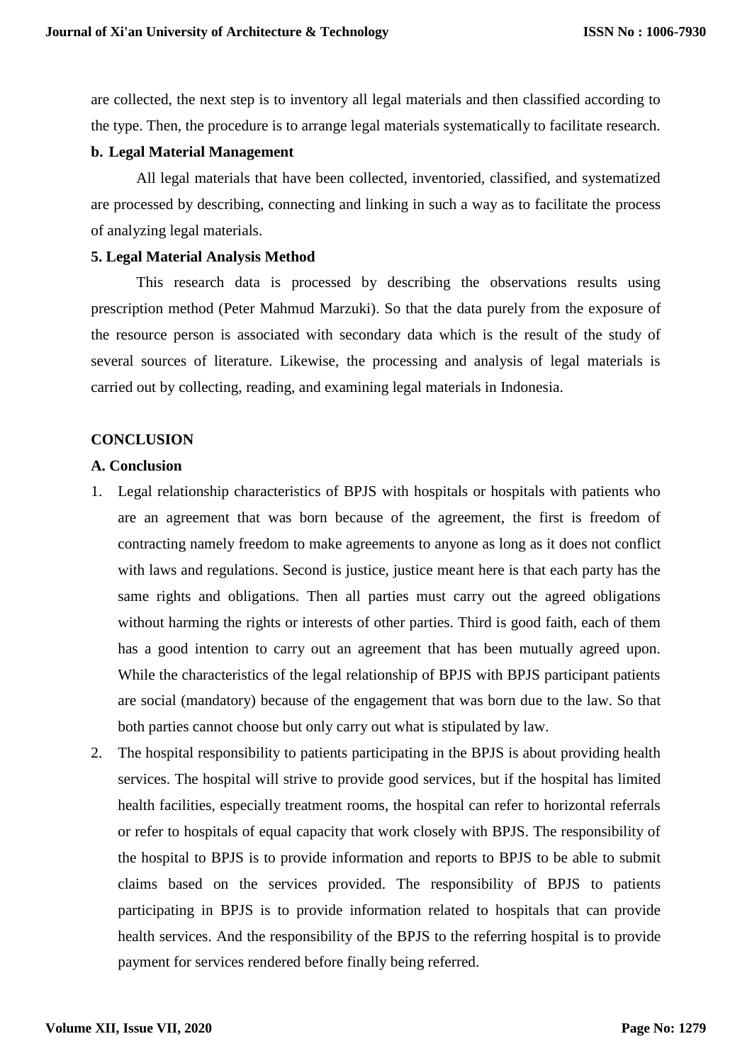are collected, the next step is to inventory all legal materials and then classified according to the type. Then, the procedure is to arrange legal materials systematically to facilitate research.

**b. Legal Material Management**

All legal materials that have been collected, inventoried, classified, and systematized are processed by describing, connecting and linking in such a way as to facilitate the process of analyzing legal materials.

**5. Legal Material Analysis Method**

This research data is processed by describing the observations results using prescription method (Peter Mahmud Marzuki). So that the data purely from the exposure of the resource person is associated with secondary data which is the result of the study of several sources of literature. Likewise, the processing and analysis of legal materials is carried out by collecting, reading, and examining legal materials in Indonesia.

## CONCLUSION

### A. Conclusion

1. Legal relationship characteristics of BPJS with hospitals or hospitals with patients who are an agreement that was born because of the agreement, the first is freedom of contracting namely freedom to make agreements to anyone as long as it does not conflict with laws and regulations. Second is justice, justice meant here is that each party has the same rights and obligations. Then all parties must carry out the agreed obligations without harming the rights or interests of other parties. Third is good faith, each of them has a good intention to carry out an agreement that has been mutually agreed upon. While the characteristics of the legal relationship of BPJS with BPJS participant patients are social (mandatory) because of the engagement that was born due to the law. So that both parties cannot choose but only carry out what is stipulated by law.
2. The hospital responsibility to patients participating in the BPJS is about providing health services. The hospital will strive to provide good services, but if the hospital has limited health facilities, especially treatment rooms, the hospital can refer to horizontal referrals or refer to hospitals of equal capacity that work closely with BPJS. The responsibility of the hospital to BPJS is to provide information and reports to BPJS to be able to submit claims based on the services provided. The responsibility of BPJS to patients participating in BPJS is to provide information related to hospitals that can provide health services. And the responsibility of the BPJS to the referring hospital is to provide payment for services rendered before finally being referred.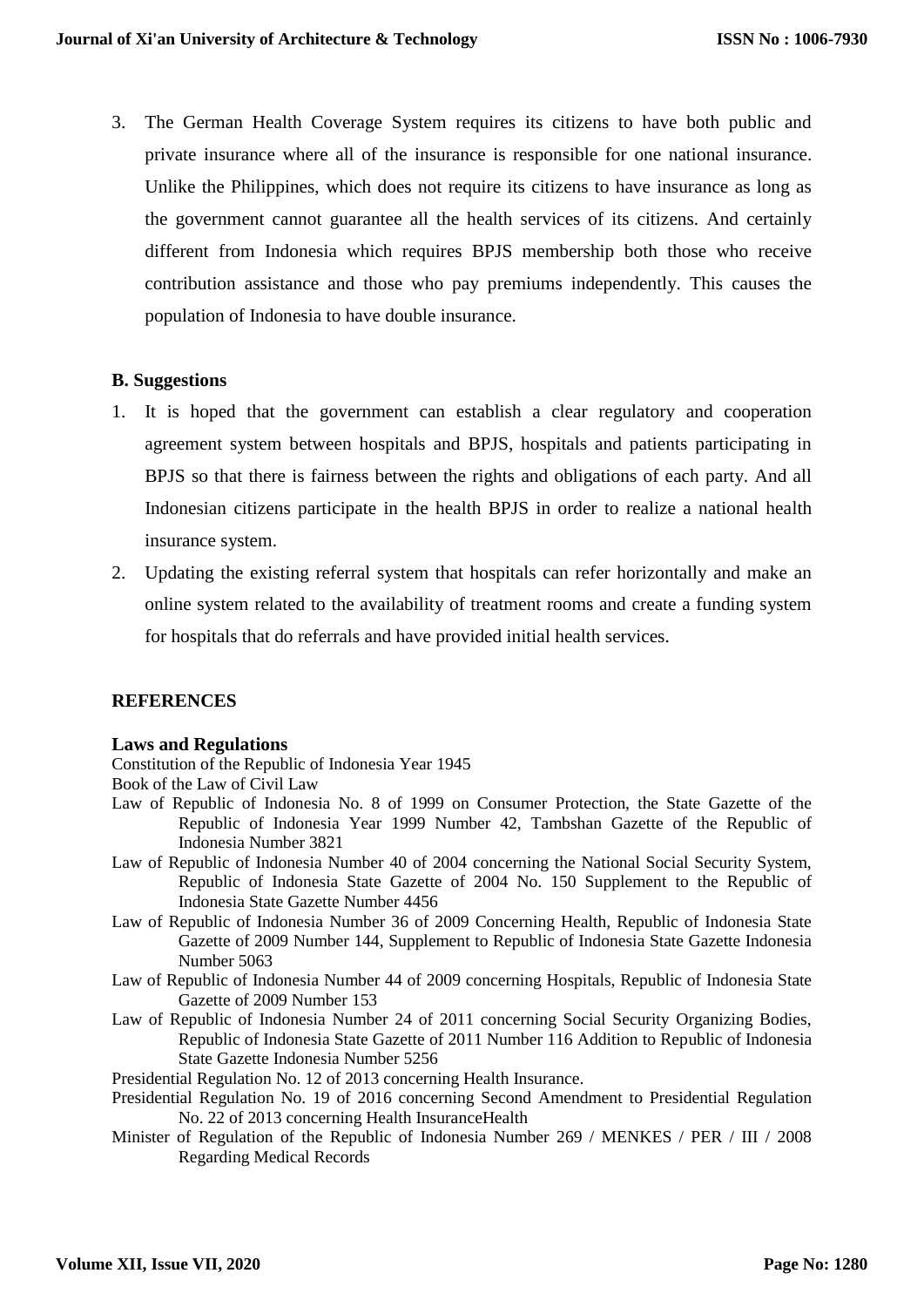3. The German Health Coverage System requires its citizens to have both public and private insurance where all of the insurance is responsible for one national insurance. Unlike the Philippines, which does not require its citizens to have insurance as long as the government cannot guarantee all the health services of its citizens. And certainly different from Indonesia which requires BPJS membership both those who receive contribution assistance and those who pay premiums independently. This causes the population of Indonesia to have double insurance.

### B. Suggestions

1. It is hoped that the government can establish a clear regulatory and cooperation agreement system between hospitals and BPJS, hospitals and patients participating in BPJS so that there is fairness between the rights and obligations of each party. And all Indonesian citizens participate in the health BPJS in order to realize a national health insurance system.
2. Updating the existing referral system that hospitals can refer horizontally and make an online system related to the availability of treatment rooms and create a funding system for hospitals that do referrals and have provided initial health services.

## REFERENCES

### Laws and Regulations

Constitution of the Republic of Indonesia Year 1945

Book of the Law of Civil Law

Law of Republic of Indonesia No. 8 of 1999 on Consumer Protection, the State Gazette of the Republic of Indonesia Year 1999 Number 42, Tambshan Gazette of the Republic of Indonesia Number 3821

Law of Republic of Indonesia Number 40 of 2004 concerning the National Social Security System, Republic of Indonesia State Gazette of 2004 No. 150 Supplement to the Republic of Indonesia State Gazette Number 4456

Law of Republic of Indonesia Number 36 of 2009 Concerning Health, Republic of Indonesia State Gazette of 2009 Number 144, Supplement to Republic of Indonesia State Gazette Indonesia Number 5063

Law of Republic of Indonesia Number 44 of 2009 concerning Hospitals, Republic of Indonesia State Gazette of 2009 Number 153

Law of Republic of Indonesia Number 24 of 2011 concerning Social Security Organizing Bodies, Republic of Indonesia State Gazette of 2011 Number 116 Addition to Republic of Indonesia State Gazette Indonesia Number 5256

Presidential Regulation No. 12 of 2013 concerning Health Insurance.

Presidential Regulation No. 19 of 2016 concerning Second Amendment to Presidential Regulation No. 22 of 2013 concerning Health InsuranceHealth

Minister of Regulation of the Republic of Indonesia Number 269 / MENKES / PER / III / 2008 Regarding Medical Records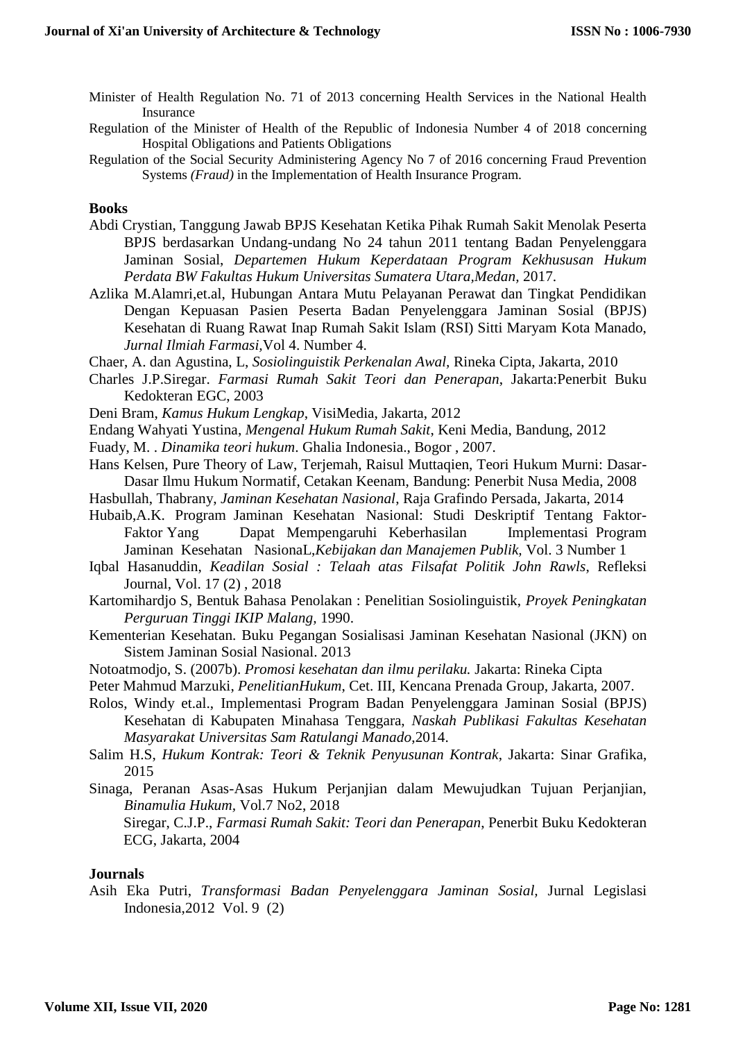Minister of Health Regulation No. 71 of 2013 concerning Health Services in the National Health Insurance

Regulation of the Minister of Health of the Republic of Indonesia Number 4 of 2018 concerning Hospital Obligations and Patients Obligations

Regulation of the Social Security Administering Agency No 7 of 2016 concerning Fraud Prevention Systems *(Fraud)* in the Implementation of Health Insurance Program.

**Books**

Abdi Crystian, Tanggung Jawab BPJS Kesehatan Ketika Pihak Rumah Sakit Menolak Peserta BPJS berdasarkan Undang-undang No 24 tahun 2011 tentang Badan Penyelenggara Jaminan Sosial, *Departemen Hukum Keperdataan Program Kekhususan Hukum Perdata BW Fakultas Hukum Universitas Sumatera Utara,Medan*, 2017.

Azlika M.Alamri,et.al, Hubungan Antara Mutu Pelayanan Perawat dan Tingkat Pendidikan Dengan Kepuasan Pasien Peserta Badan Penyelenggara Jaminan Sosial (BPJS) Kesehatan di Ruang Rawat Inap Rumah Sakit Islam (RSI) Sitti Maryam Kota Manado, *Jurnal Ilmiah Farmasi*,Vol 4. Number 4.

Chaer, A. dan Agustina, L, *Sosiolinguistik Perkenalan Awal*, Rineka Cipta, Jakarta, 2010

Charles J.P.Siregar. *Farmasi Rumah Sakit Teori dan Penerapan*, Jakarta:Penerbit Buku Kedokteran EGC, 2003

Deni Bram, *Kamus Hukum Lengkap*, VisiMedia, Jakarta, 2012

Endang Wahyati Yustina, *Mengenal Hukum Rumah Sakit*, Keni Media, Bandung, 2012

Fuady, M. . *Dinamika teori hukum*. Ghalia Indonesia., Bogor , 2007.

Hans Kelsen, Pure Theory of Law, Terjemah, Raisul Muttaqien, Teori Hukum Murni: Dasar-Dasar Ilmu Hukum Normatif, Cetakan Keenam, Bandung: Penerbit Nusa Media, 2008

Hasbullah, Thabrany, *Jaminan Kesehatan Nasional*, Raja Grafindo Persada, Jakarta, 2014

Hubaib,A.K. Program Jaminan Kesehatan Nasional: Studi Deskriptif Tentang Faktor-Faktor Yang Dapat Mempengaruhi Keberhasilan Implementasi Program Jaminan Kesehatan NasionaL,*Kebijakan dan Manajemen Publik*, Vol. 3 Number 1

Iqbal Hasanuddin, *Keadilan Sosial : Telaah atas Filsafat Politik John Rawls*, Refleksi Journal, Vol. 17 (2) , 2018

Kartomihardjo S, Bentuk Bahasa Penolakan : Penelitian Sosiolinguistik, *Proyek Peningkatan Perguruan Tinggi IKIP Malang*, 1990.

Kementerian Kesehatan. Buku Pegangan Sosialisasi Jaminan Kesehatan Nasional (JKN) on Sistem Jaminan Sosial Nasional. 2013

Notoatmodjo, S. (2007b). *Promosi kesehatan dan ilmu perilaku.* Jakarta: Rineka Cipta

Peter Mahmud Marzuki, *PenelitianHukum*, Cet. III, Kencana Prenada Group, Jakarta, 2007.

Rolos, Windy et.al., Implementasi Program Badan Penyelenggara Jaminan Sosial (BPJS) Kesehatan di Kabupaten Minahasa Tenggara, *Naskah Publikasi Fakultas Kesehatan Masyarakat Universitas Sam Ratulangi Manado*,2014.

Salim H.S, *Hukum Kontrak: Teori & Teknik Penyusunan Kontrak*, Jakarta: Sinar Grafika, 2015

Sinaga, Peranan Asas-Asas Hukum Perjanjian dalam Mewujudkan Tujuan Perjanjian, *Binamulia Hukum*, Vol.7 No2, 2018

Siregar, C.J.P., *Farmasi Rumah Sakit: Teori dan Penerapan*, Penerbit Buku Kedokteran ECG, Jakarta, 2004

**Journals**

Asih Eka Putri, *Transformasi Badan Penyelenggara Jaminan Sosial,* Jurnal Legislasi Indonesia,2012 Vol. 9 (2)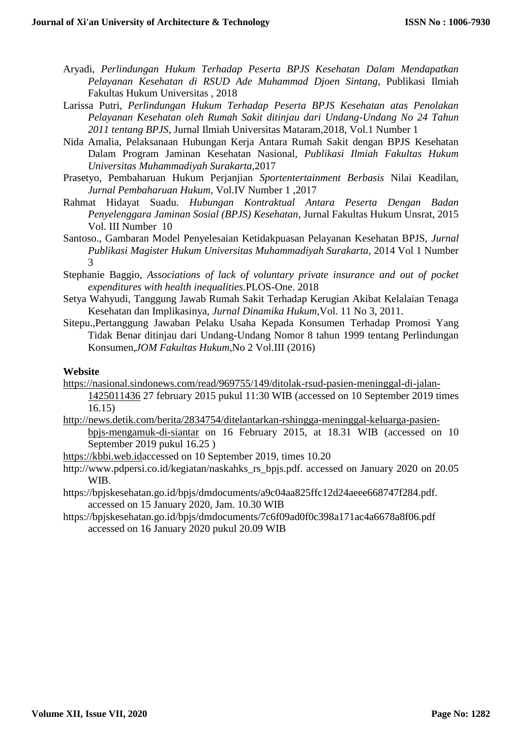Aryadi, *Perlindungan Hukum Terhadap Peserta BPJS Kesehatan Dalam Mendapatkan Pelayanan Kesehatan di RSUD Ade Muhammad Djoen Sintang*, Publikasi Ilmiah Fakultas Hukum Universitas , 2018

Larissa Putri, *Perlindungan Hukum Terhadap Peserta BPJS Kesehatan atas Penolakan Pelayanan Kesehatan oleh Rumah Sakit ditinjau dari Undang-Undang No 24 Tahun 2011 tentang BPJS*, Jurnal Ilmiah Universitas Mataram,2018, Vol.1 Number 1

Nida Amalia, Pelaksanaan Hubungan Kerja Antara Rumah Sakit dengan BPJS Kesehatan Dalam Program Jaminan Kesehatan Nasional, *Publikasi Ilmiah Fakultas Hukum Universitas Muhammadiyah Surakarta*,2017

Prasetyo, Pembaharuan Hukum Perjanjian *Sportentertainment Berbasis* Nilai Keadilan, *Jurnal Pembaharuan Hukum*, Vol.IV Number 1 ,2017

Rahmat Hidayat Suadu. *Hubungan Kontraktual Antara Peserta Dengan Badan Penyelenggara Jaminan Sosial (BPJS) Kesehatan*, Jurnal Fakultas Hukum Unsrat, 2015 Vol. III Number 10

Santoso., Gambaran Model Penyelesaian Ketidakpuasan Pelayanan Kesehatan BPJS, *Jurnal Publikasi Magister Hukum Universitas Muhammadiyah Surakarta*, 2014 Vol 1 Number 3

Stephanie Baggio, *Associations of lack of voluntary private insurance and out of pocket expenditures with health inequalities.*PLOS-One. 2018

Setya Wahyudi, Tanggung Jawab Rumah Sakit Terhadap Kerugian Akibat Kelalaian Tenaga Kesehatan dan Implikasinya, *Jurnal Dinamika Hukum*,Vol. 11 No 3, 2011.

Sitepu.,Pertanggung Jawaban Pelaku Usaha Kepada Konsumen Terhadap Promosi Yang Tidak Benar ditinjau dari Undang-Undang Nomor 8 tahun 1999 tentang Perlindungan Konsumen,*JOM Fakultas Hukum*,No 2 Vol.III (2016)

**Website**

https://nasional.sindonews.com/read/969755/149/ditolak-rsud-pasien-meninggal-di-jalan-1425011436 27 february 2015 pukul 11:30 WIB (accessed on 10 September 2019 times 16.15)

http://news.detik.com/berita/2834754/ditelantarkan-rshingga-meninggal-keluarga-pasien-bpjs-mengamuk-di-siantar on 16 February 2015, at 18.31 WIB (accessed on 10 September 2019 pukul 16.25 )

https://kbbi.web.idaccessed on 10 September 2019, times 10.20

http://www.pdpersi.co.id/kegiatan/naskahks_rs_bpjs.pdf. accessed on January 2020 on 20.05 WIB.

https://bpjskesehatan.go.id/bpjs/dmdocuments/a9c04aa825ffc12d24aeee668747f284.pdf. accessed on 15 January 2020, Jam. 10.30 WIB

https://bpjskesehatan.go.id/bpjs/dmdocuments/7c6f09ad0f0c398a171ac4a6678a8f06.pdf accessed on 16 January 2020 pukul 20.09 WIB